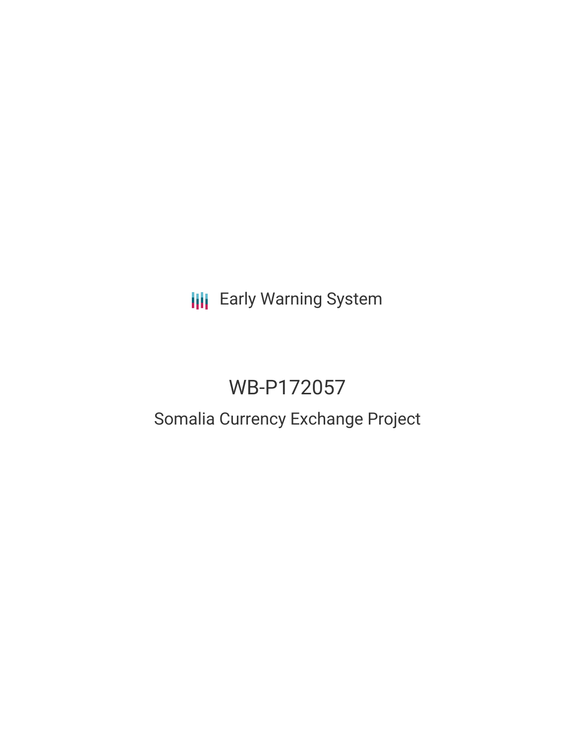Early Warning System

# WB-P172057

## Somalia Currency Exchange Project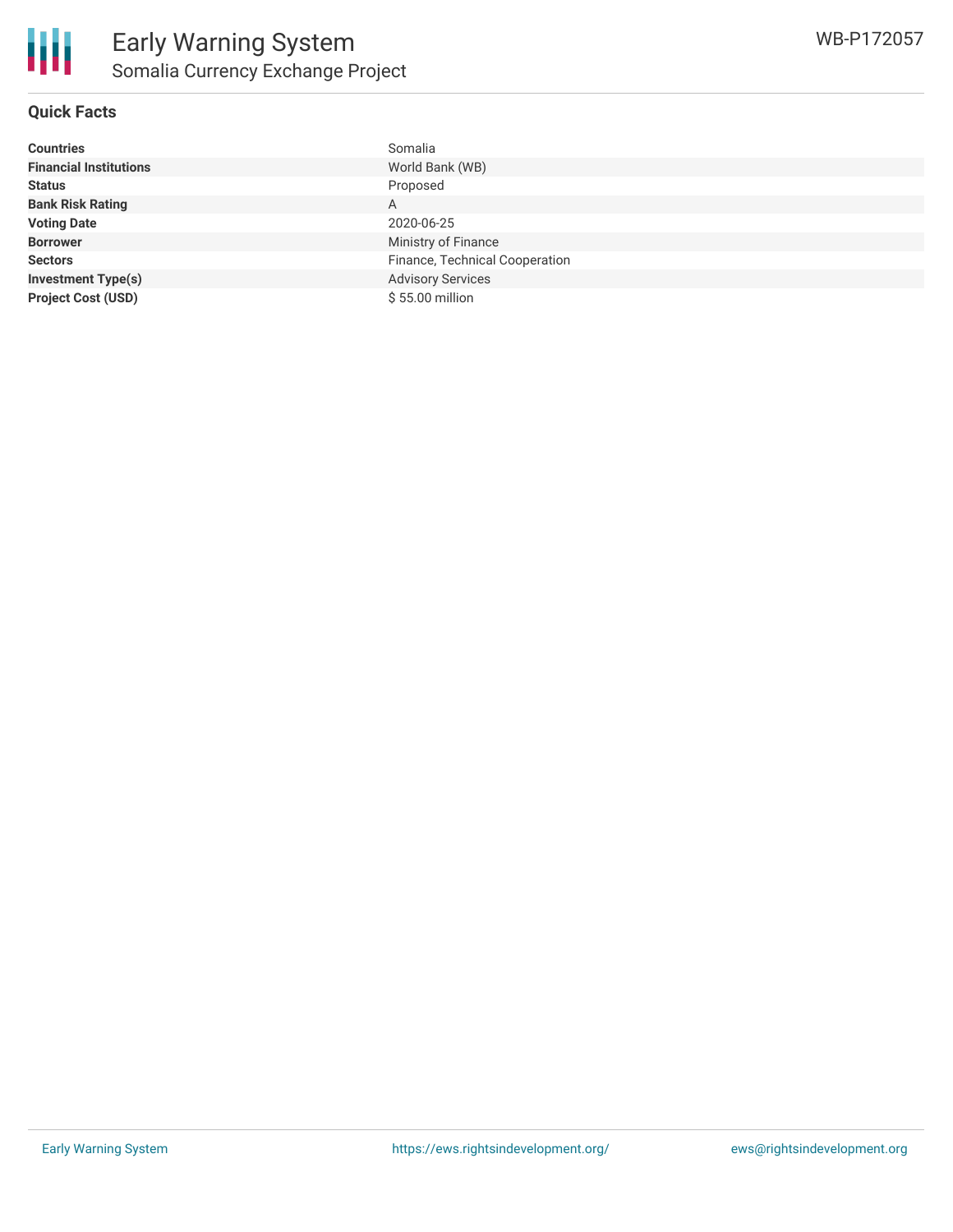# Early Warning System

## Somalia Currency Exchange Project

WB-P172057

### Quick Facts

| | |
|---|---|
| **Countries** | Somalia |
| **Financial Institutions** | World Bank (WB) |
| **Status** | Proposed |
| **Bank Risk Rating** | A |
| **Voting Date** | 2020-06-25 |
| **Borrower** | Ministry of Finance |
| **Sectors** | Finance, Technical Cooperation |
| **Investment Type(s)** | Advisory Services |
| **Project Cost (USD)** | $ 55.00 million |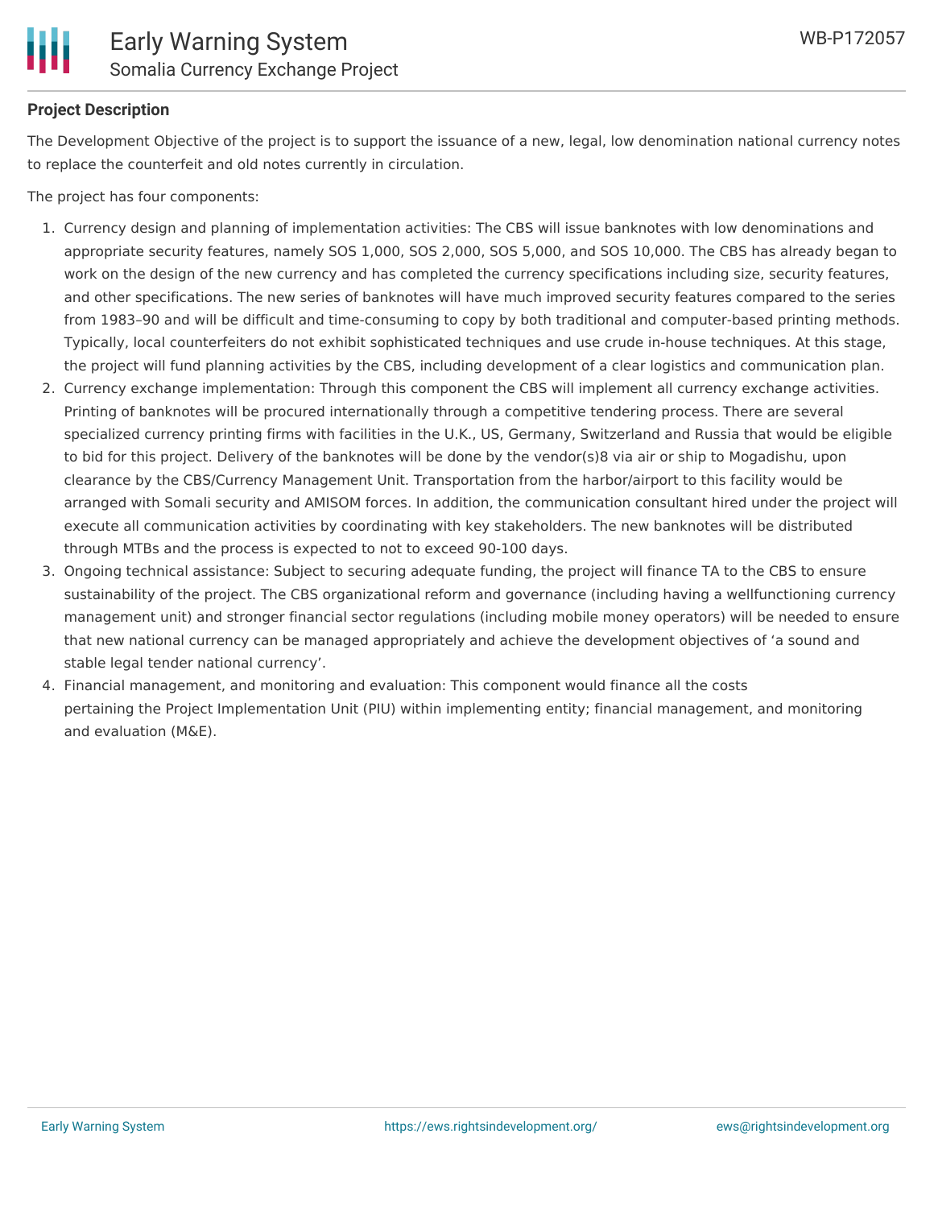## Project Description

The Development Objective of the project is to support the issuance of a new, legal, low denomination national currency notes to replace the counterfeit and old notes currently in circulation.

The project has four components:

1. Currency design and planning of implementation activities: The CBS will issue banknotes with low denominations and appropriate security features, namely SOS 1,000, SOS 2,000, SOS 5,000, and SOS 10,000. The CBS has already began to work on the design of the new currency and has completed the currency specifications including size, security features, and other specifications. The new series of banknotes will have much improved security features compared to the series from 1983–90 and will be difficult and time-consuming to copy by both traditional and computer-based printing methods. Typically, local counterfeiters do not exhibit sophisticated techniques and use crude in-house techniques. At this stage, the project will fund planning activities by the CBS, including development of a clear logistics and communication plan.
2. Currency exchange implementation: Through this component the CBS will implement all currency exchange activities. Printing of banknotes will be procured internationally through a competitive tendering process. There are several specialized currency printing firms with facilities in the U.K., US, Germany, Switzerland and Russia that would be eligible to bid for this project. Delivery of the banknotes will be done by the vendor(s)8 via air or ship to Mogadishu, upon clearance by the CBS/Currency Management Unit. Transportation from the harbor/airport to this facility would be arranged with Somali security and AMISOM forces. In addition, the communication consultant hired under the project will execute all communication activities by coordinating with key stakeholders. The new banknotes will be distributed through MTBs and the process is expected to not to exceed 90-100 days.
3. Ongoing technical assistance: Subject to securing adequate funding, the project will finance TA to the CBS to ensure sustainability of the project. The CBS organizational reform and governance (including having a wellfunctioning currency management unit) and stronger financial sector regulations (including mobile money operators) will be needed to ensure that new national currency can be managed appropriately and achieve the development objectives of 'a sound and stable legal tender national currency'.
4. Financial management, and monitoring and evaluation: This component would finance all the costs pertaining the Project Implementation Unit (PIU) within implementing entity; financial management, and monitoring and evaluation (M&E).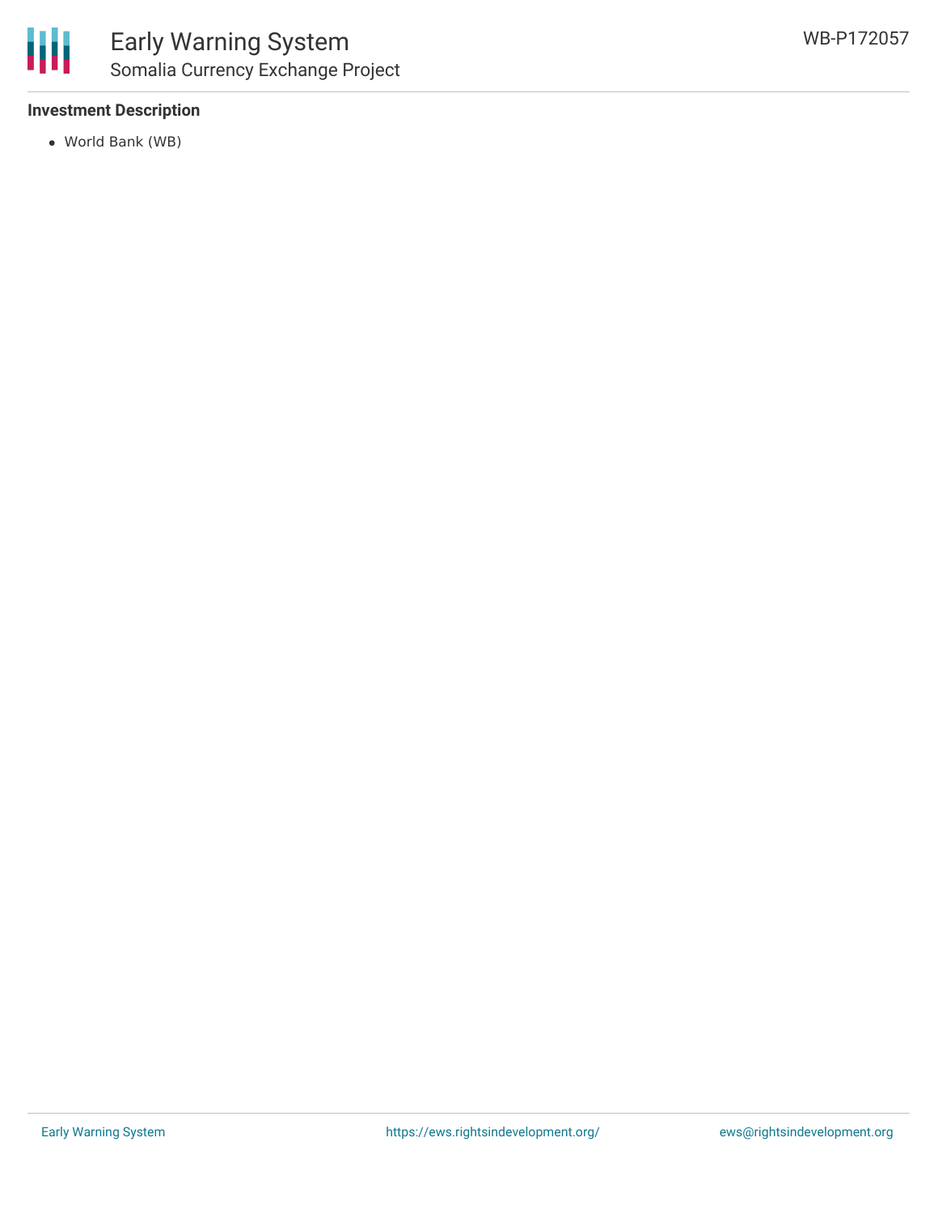## Investment Description

- World Bank (WB)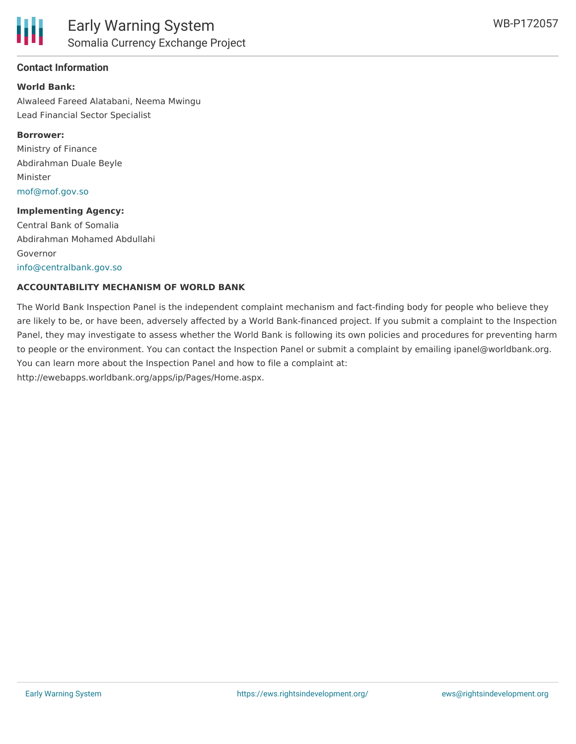## Contact Information

**World Bank:**
Alwaleed Fareed Alatabani, Neema Mwingu
Lead Financial Sector Specialist

**Borrower:**
Ministry of Finance
Abdirahman Duale Beyle
Minister
mof@mof.gov.so

**Implementing Agency:**
Central Bank of Somalia
Abdirahman Mohamed Abdullahi
Governor
info@centralbank.gov.so

**ACCOUNTABILITY MECHANISM OF WORLD BANK**

The World Bank Inspection Panel is the independent complaint mechanism and fact-finding body for people who believe they are likely to be, or have been, adversely affected by a World Bank-financed project. If you submit a complaint to the Inspection Panel, they may investigate to assess whether the World Bank is following its own policies and procedures for preventing harm to people or the environment. You can contact the Inspection Panel or submit a complaint by emailing ipanel@worldbank.org. You can learn more about the Inspection Panel and how to file a complaint at: http://ewebapps.worldbank.org/apps/ip/Pages/Home.aspx.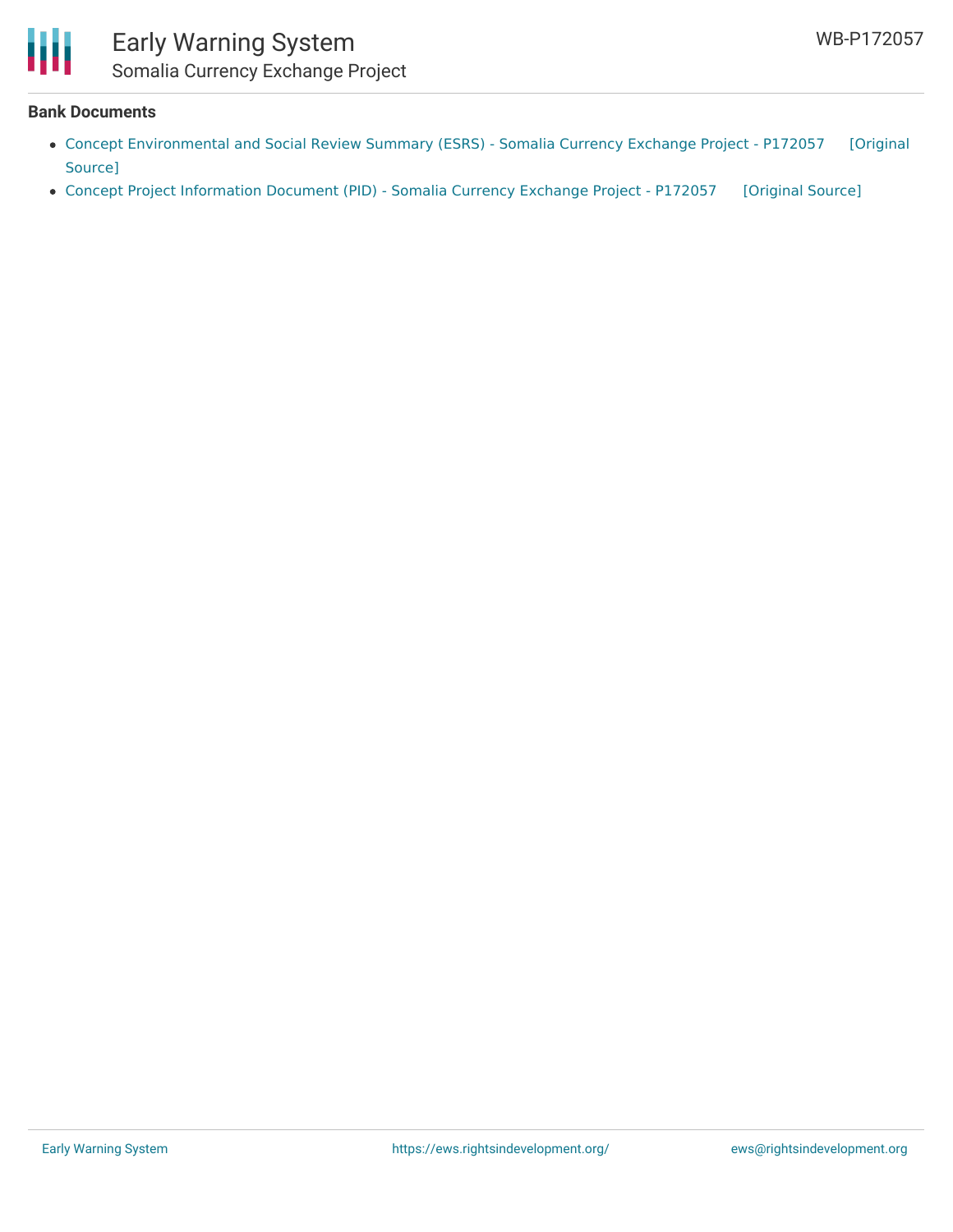**Bank Documents**

- Concept Environmental and Social Review Summary (ESRS) - Somalia Currency Exchange Project - P172057 [Original Source]
- Concept Project Information Document (PID) - Somalia Currency Exchange Project - P172057 [Original Source]